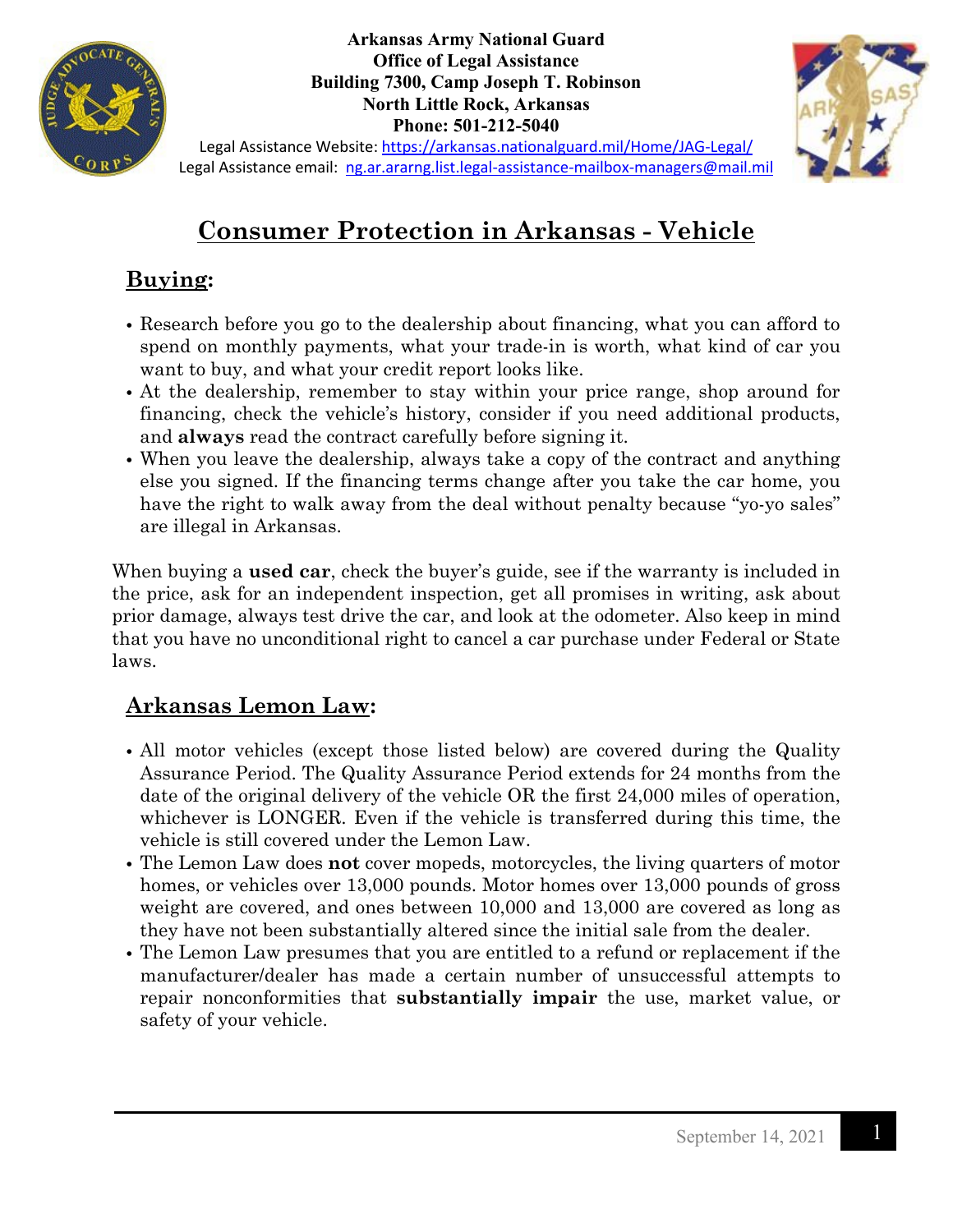**Arkansas Army National Guard**
**Office of Legal Assistance**
**Building 7300, Camp Joseph T. Robinson**
**North Little Rock, Arkansas**
**Phone: 501-212-5040**

Legal Assistance Website: https://arkansas.nationalguard.mil/Home/JAG-Legal/
Legal Assistance email: ng.ar.ararng.list.legal-assistance-mailbox-managers@mail.mil

# Consumer Protection in Arkansas - Vehicle

## Buying:

- Research before you go to the dealership about financing, what you can afford to spend on monthly payments, what your trade-in is worth, what kind of car you want to buy, and what your credit report looks like.
- At the dealership, remember to stay within your price range, shop around for financing, check the vehicle's history, consider if you need additional products, and **always** read the contract carefully before signing it.
- When you leave the dealership, always take a copy of the contract and anything else you signed. If the financing terms change after you take the car home, you have the right to walk away from the deal without penalty because "yo-yo sales" are illegal in Arkansas.

When buying a **used car**, check the buyer's guide, see if the warranty is included in the price, ask for an independent inspection, get all promises in writing, ask about prior damage, always test drive the car, and look at the odometer. Also keep in mind that you have no unconditional right to cancel a car purchase under Federal or State laws.

## Arkansas Lemon Law:

- All motor vehicles (except those listed below) are covered during the Quality Assurance Period. The Quality Assurance Period extends for 24 months from the date of the original delivery of the vehicle OR the first 24,000 miles of operation, whichever is LONGER. Even if the vehicle is transferred during this time, the vehicle is still covered under the Lemon Law.
- The Lemon Law does **not** cover mopeds, motorcycles, the living quarters of motor homes, or vehicles over 13,000 pounds. Motor homes over 13,000 pounds of gross weight are covered, and ones between 10,000 and 13,000 are covered as long as they have not been substantially altered since the initial sale from the dealer.
- The Lemon Law presumes that you are entitled to a refund or replacement if the manufacturer/dealer has made a certain number of unsuccessful attempts to repair nonconformities that **substantially impair** the use, market value, or safety of your vehicle.

September 14, 2021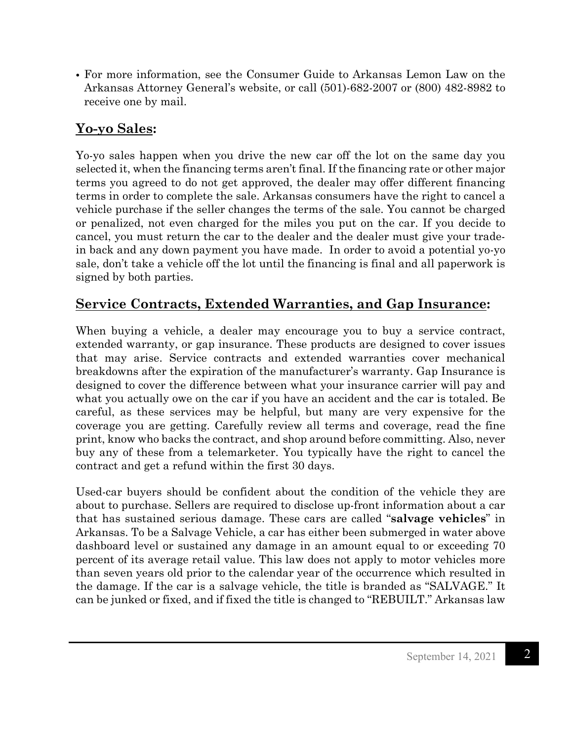- For more information, see the Consumer Guide to Arkansas Lemon Law on the Arkansas Attorney General's website, or call (501)-682-2007 or (800) 482-8982 to receive one by mail.

## Yo-yo Sales:

Yo-yo sales happen when you drive the new car off the lot on the same day you selected it, when the financing terms aren't final. If the financing rate or other major terms you agreed to do not get approved, the dealer may offer different financing terms in order to complete the sale. Arkansas consumers have the right to cancel a vehicle purchase if the seller changes the terms of the sale. You cannot be charged or penalized, not even charged for the miles you put on the car. If you decide to cancel, you must return the car to the dealer and the dealer must give your trade-in back and any down payment you have made. In order to avoid a potential yo-yo sale, don't take a vehicle off the lot until the financing is final and all paperwork is signed by both parties.

## Service Contracts, Extended Warranties, and Gap Insurance:

When buying a vehicle, a dealer may encourage you to buy a service contract, extended warranty, or gap insurance. These products are designed to cover issues that may arise. Service contracts and extended warranties cover mechanical breakdowns after the expiration of the manufacturer's warranty. Gap Insurance is designed to cover the difference between what your insurance carrier will pay and what you actually owe on the car if you have an accident and the car is totaled. Be careful, as these services may be helpful, but many are very expensive for the coverage you are getting. Carefully review all terms and coverage, read the fine print, know who backs the contract, and shop around before committing. Also, never buy any of these from a telemarketer. You typically have the right to cancel the contract and get a refund within the first 30 days.

Used-car buyers should be confident about the condition of the vehicle they are about to purchase. Sellers are required to disclose up-front information about a car that has sustained serious damage. These cars are called "**salvage vehicles**" in Arkansas. To be a Salvage Vehicle, a car has either been submerged in water above dashboard level or sustained any damage in an amount equal to or exceeding 70 percent of its average retail value. This law does not apply to motor vehicles more than seven years old prior to the calendar year of the occurrence which resulted in the damage. If the car is a salvage vehicle, the title is branded as "SALVAGE." It can be junked or fixed, and if fixed the title is changed to "REBUILT." Arkansas law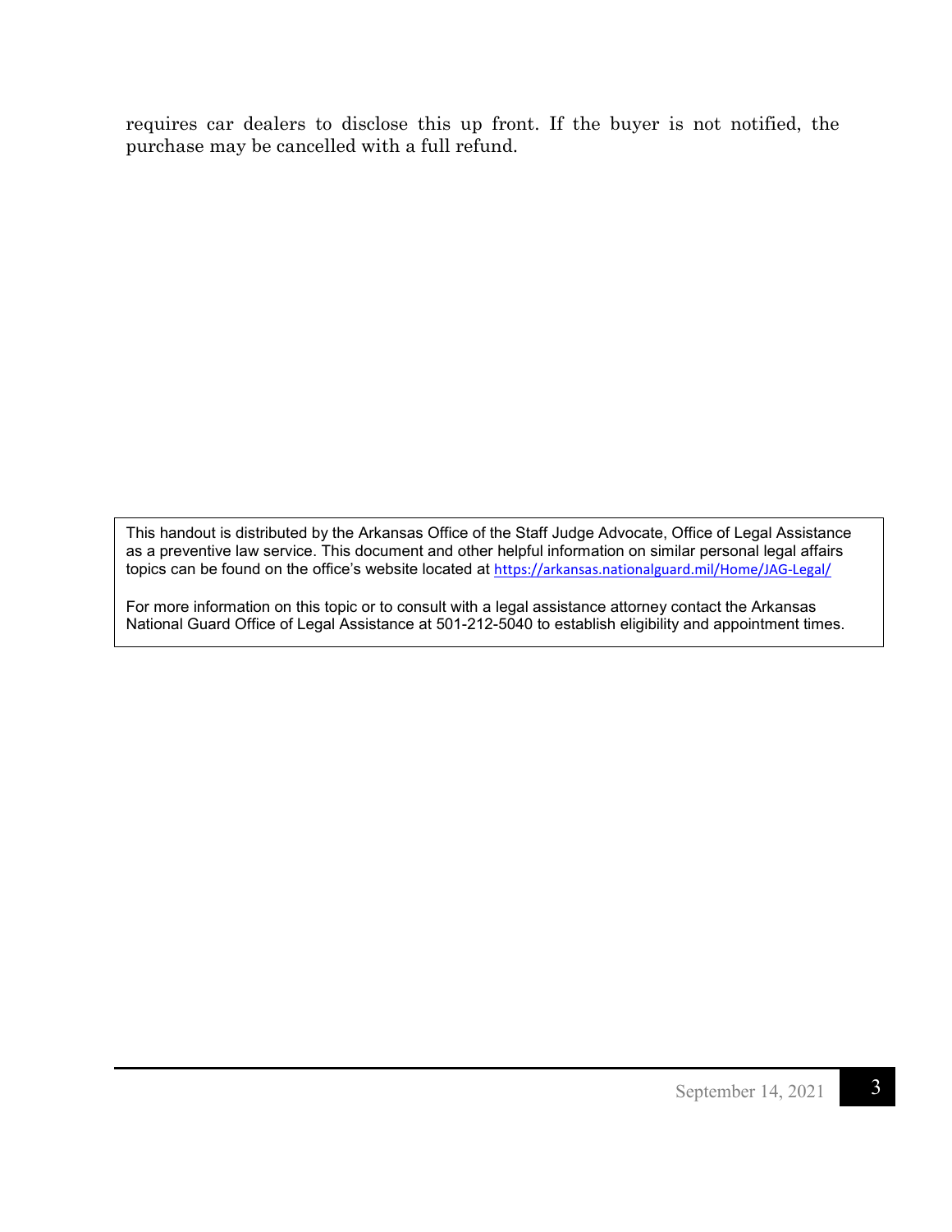requires car dealers to disclose this up front. If the buyer is not notified, the purchase may be cancelled with a full refund.

This handout is distributed by the Arkansas Office of the Staff Judge Advocate, Office of Legal Assistance as a preventive law service. This document and other helpful information on similar personal legal affairs topics can be found on the office's website located at https://arkansas.nationalguard.mil/Home/JAG-Legal/

For more information on this topic or to consult with a legal assistance attorney contact the Arkansas National Guard Office of Legal Assistance at 501-212-5040 to establish eligibility and appointment times.